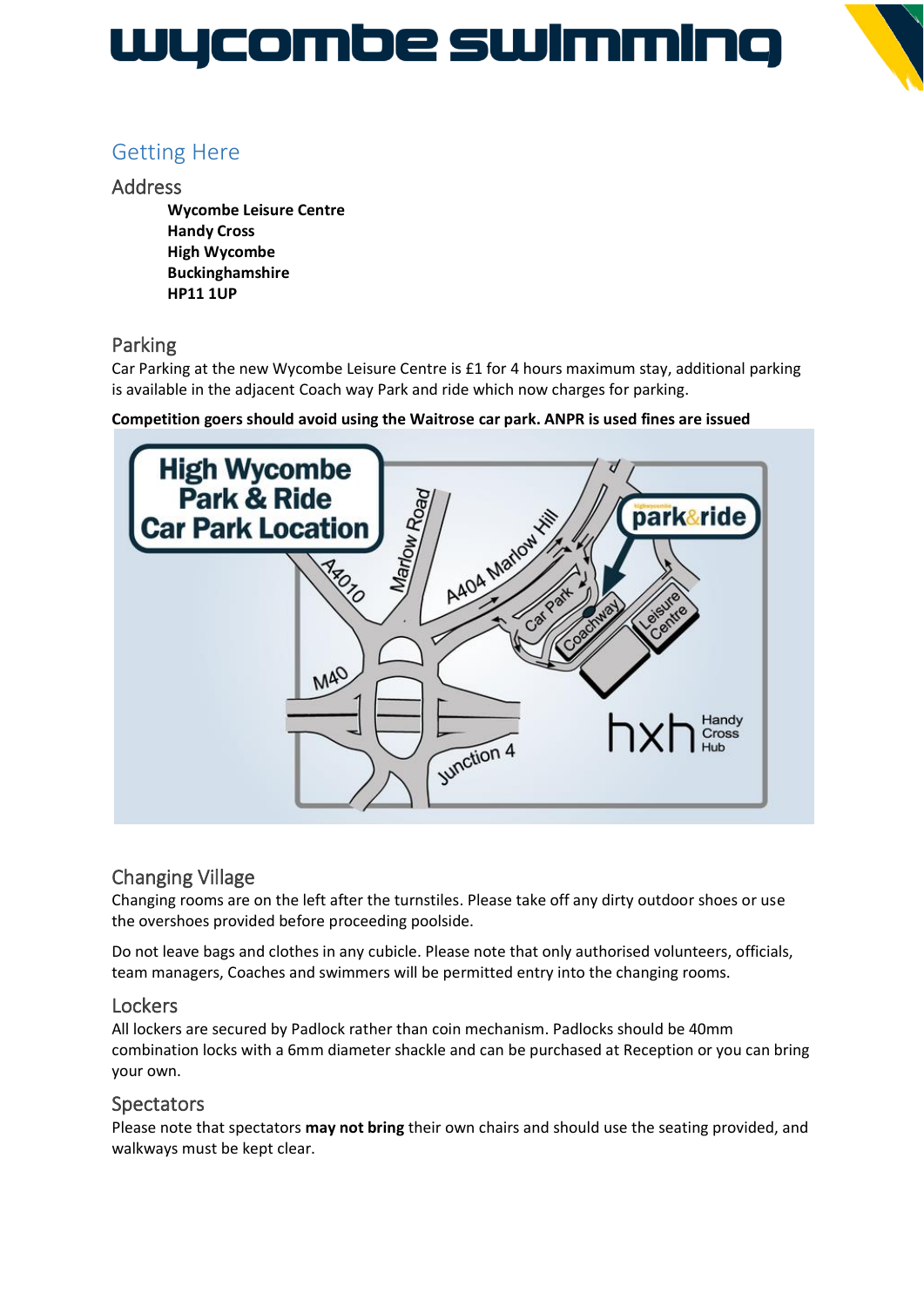# wycombe swimming

## Getting Here

### Address

**Wycombe Leisure Centre**
**Handy Cross**
**High Wycombe**
**Buckinghamshire**
**HP11 1UP**

### Parking

Car Parking at the new Wycombe Leisure Centre is £1 for 4 hours maximum stay, additional parking is available in the adjacent Coach way Park and ride which now charges for parking.

**Competition goers should avoid using the Waitrose car park. ANPR is used fines are issued**

### Changing Village

Changing rooms are on the left after the turnstiles. Please take off any dirty outdoor shoes or use the overshoes provided before proceeding poolside.

Do not leave bags and clothes in any cubicle. Please note that only authorised volunteers, officials, team managers, Coaches and swimmers will be permitted entry into the changing rooms.

### Lockers

All lockers are secured by Padlock rather than coin mechanism. Padlocks should be 40mm combination locks with a 6mm diameter shackle and can be purchased at Reception or you can bring your own.

### Spectators

Please note that spectators **may not bring** their own chairs and should use the seating provided, and walkways must be kept clear.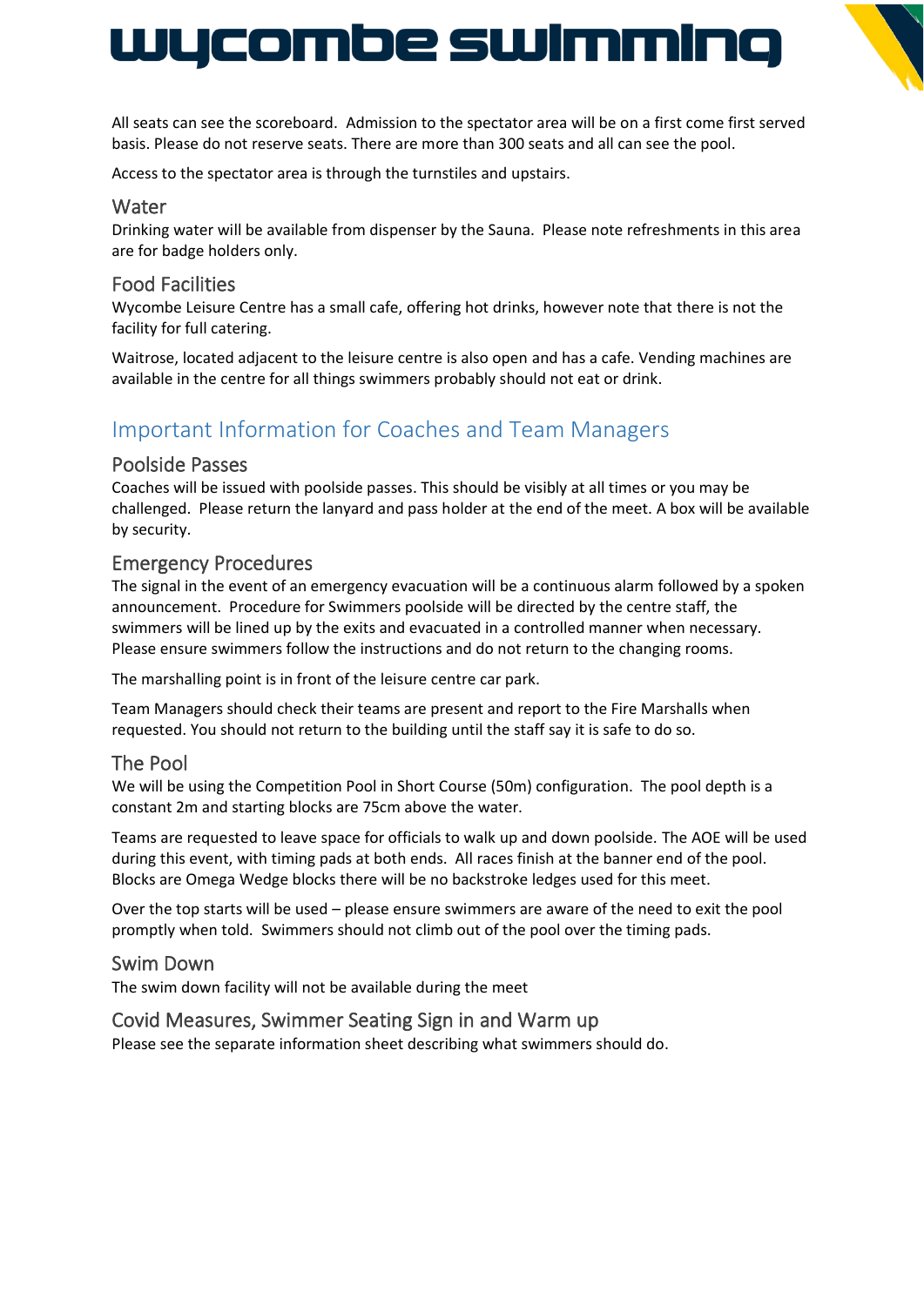All seats can see the scoreboard. Admission to the spectator area will be on a first come first served basis. Please do not reserve seats. There are more than 300 seats and all can see the pool.

Access to the spectator area is through the turnstiles and upstairs.

### Water

Drinking water will be available from dispenser by the Sauna. Please note refreshments in this area are for badge holders only.

### Food Facilities

Wycombe Leisure Centre has a small cafe, offering hot drinks, however note that there is not the facility for full catering.

Waitrose, located adjacent to the leisure centre is also open and has a cafe. Vending machines are available in the centre for all things swimmers probably should not eat or drink.

## Important Information for Coaches and Team Managers

### Poolside Passes

Coaches will be issued with poolside passes. This should be visibly at all times or you may be challenged. Please return the lanyard and pass holder at the end of the meet. A box will be available by security.

### Emergency Procedures

The signal in the event of an emergency evacuation will be a continuous alarm followed by a spoken announcement. Procedure for Swimmers poolside will be directed by the centre staff, the swimmers will be lined up by the exits and evacuated in a controlled manner when necessary. Please ensure swimmers follow the instructions and do not return to the changing rooms.

The marshalling point is in front of the leisure centre car park.

Team Managers should check their teams are present and report to the Fire Marshalls when requested. You should not return to the building until the staff say it is safe to do so.

### The Pool

We will be using the Competition Pool in Short Course (50m) configuration. The pool depth is a constant 2m and starting blocks are 75cm above the water.

Teams are requested to leave space for officials to walk up and down poolside. The AOE will be used during this event, with timing pads at both ends. All races finish at the banner end of the pool. Blocks are Omega Wedge blocks there will be no backstroke ledges used for this meet.

Over the top starts will be used – please ensure swimmers are aware of the need to exit the pool promptly when told. Swimmers should not climb out of the pool over the timing pads.

### Swim Down

The swim down facility will not be available during the meet

### Covid Measures, Swimmer Seating Sign in and Warm up

Please see the separate information sheet describing what swimmers should do.